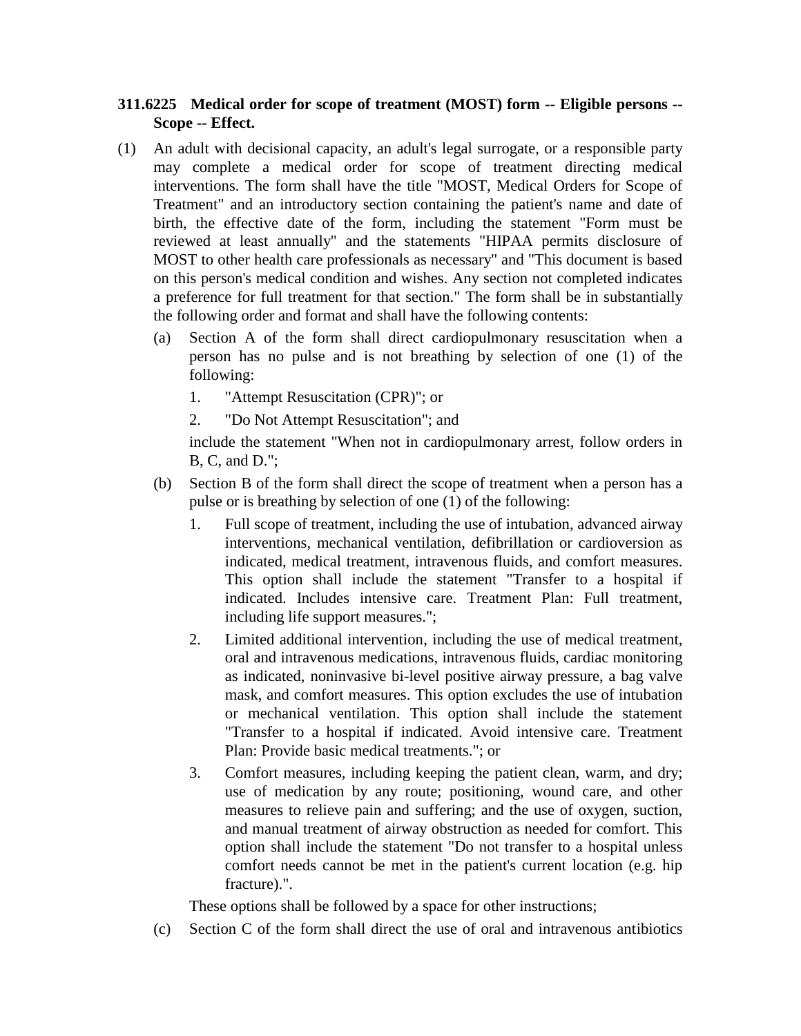**311.6225 Medical order for scope of treatment (MOST) form -- Eligible persons -- Scope -- Effect.**

(1) An adult with decisional capacity, an adult's legal surrogate, or a responsible party may complete a medical order for scope of treatment directing medical interventions. The form shall have the title "MOST, Medical Orders for Scope of Treatment" and an introductory section containing the patient's name and date of birth, the effective date of the form, including the statement "Form must be reviewed at least annually" and the statements "HIPAA permits disclosure of MOST to other health care professionals as necessary" and "This document is based on this person's medical condition and wishes. Any section not completed indicates a preference for full treatment for that section." The form shall be in substantially the following order and format and shall have the following contents:

(a) Section A of the form shall direct cardiopulmonary resuscitation when a person has no pulse and is not breathing by selection of one (1) of the following:

1. "Attempt Resuscitation (CPR)"; or

2. "Do Not Attempt Resuscitation"; and

include the statement "When not in cardiopulmonary arrest, follow orders in B, C, and D.";

(b) Section B of the form shall direct the scope of treatment when a person has a pulse or is breathing by selection of one (1) of the following:

1. Full scope of treatment, including the use of intubation, advanced airway interventions, mechanical ventilation, defibrillation or cardioversion as indicated, medical treatment, intravenous fluids, and comfort measures. This option shall include the statement "Transfer to a hospital if indicated. Includes intensive care. Treatment Plan: Full treatment, including life support measures.";

2. Limited additional intervention, including the use of medical treatment, oral and intravenous medications, intravenous fluids, cardiac monitoring as indicated, noninvasive bi-level positive airway pressure, a bag valve mask, and comfort measures. This option excludes the use of intubation or mechanical ventilation. This option shall include the statement "Transfer to a hospital if indicated. Avoid intensive care. Treatment Plan: Provide basic medical treatments."; or

3. Comfort measures, including keeping the patient clean, warm, and dry; use of medication by any route; positioning, wound care, and other measures to relieve pain and suffering; and the use of oxygen, suction, and manual treatment of airway obstruction as needed for comfort. This option shall include the statement "Do not transfer to a hospital unless comfort needs cannot be met in the patient's current location (e.g. hip fracture).".

These options shall be followed by a space for other instructions;

(c) Section C of the form shall direct the use of oral and intravenous antibiotics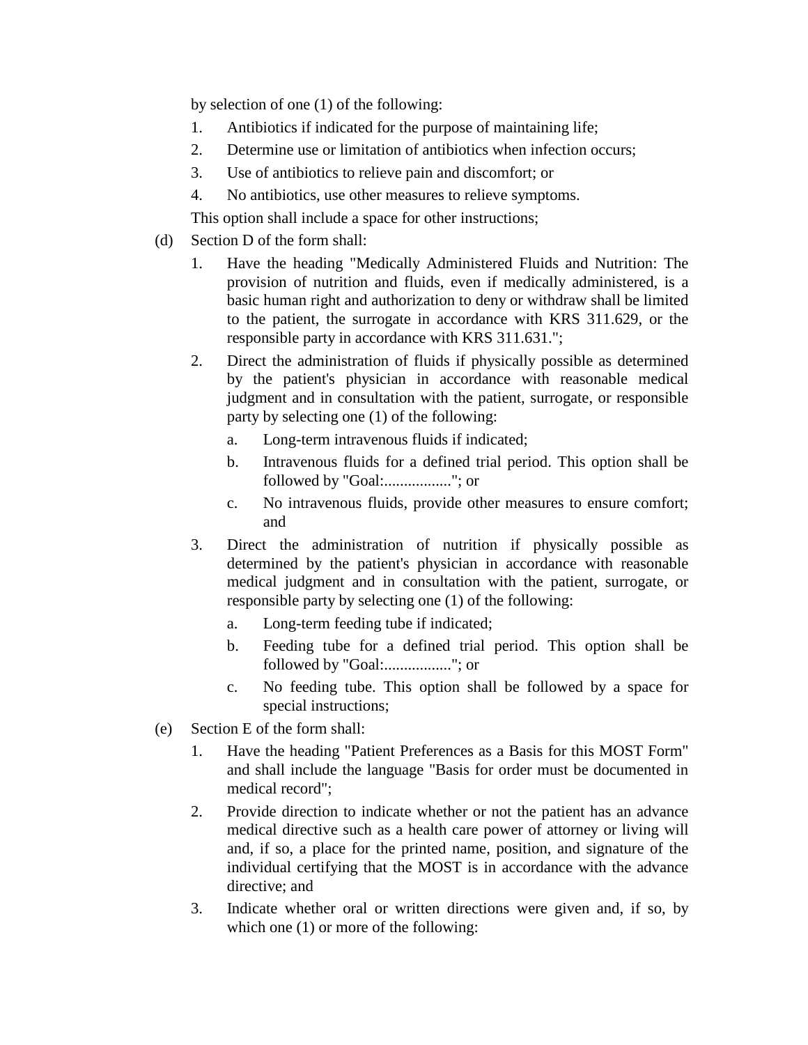by selection of one (1) of the following:

1. Antibiotics if indicated for the purpose of maintaining life;
2. Determine use or limitation of antibiotics when infection occurs;
3. Use of antibiotics to relieve pain and discomfort; or
4. No antibiotics, use other measures to relieve symptoms.

This option shall include a space for other instructions;

(d) Section D of the form shall:

1. Have the heading "Medically Administered Fluids and Nutrition: The provision of nutrition and fluids, even if medically administered, is a basic human right and authorization to deny or withdraw shall be limited to the patient, the surrogate in accordance with KRS 311.629, or the responsible party in accordance with KRS 311.631.";
2. Direct the administration of fluids if physically possible as determined by the patient's physician in accordance with reasonable medical judgment and in consultation with the patient, surrogate, or responsible party by selecting one (1) of the following:
   a. Long-term intravenous fluids if indicated;
   b. Intravenous fluids for a defined trial period. This option shall be followed by "Goal:................."; or
   c. No intravenous fluids, provide other measures to ensure comfort; and
3. Direct the administration of nutrition if physically possible as determined by the patient's physician in accordance with reasonable medical judgment and in consultation with the patient, surrogate, or responsible party by selecting one (1) of the following:
   a. Long-term feeding tube if indicated;
   b. Feeding tube for a defined trial period. This option shall be followed by "Goal:................."; or
   c. No feeding tube. This option shall be followed by a space for special instructions;

(e) Section E of the form shall:

1. Have the heading "Patient Preferences as a Basis for this MOST Form" and shall include the language "Basis for order must be documented in medical record";
2. Provide direction to indicate whether or not the patient has an advance medical directive such as a health care power of attorney or living will and, if so, a place for the printed name, position, and signature of the individual certifying that the MOST is in accordance with the advance directive; and
3. Indicate whether oral or written directions were given and, if so, by which one (1) or more of the following: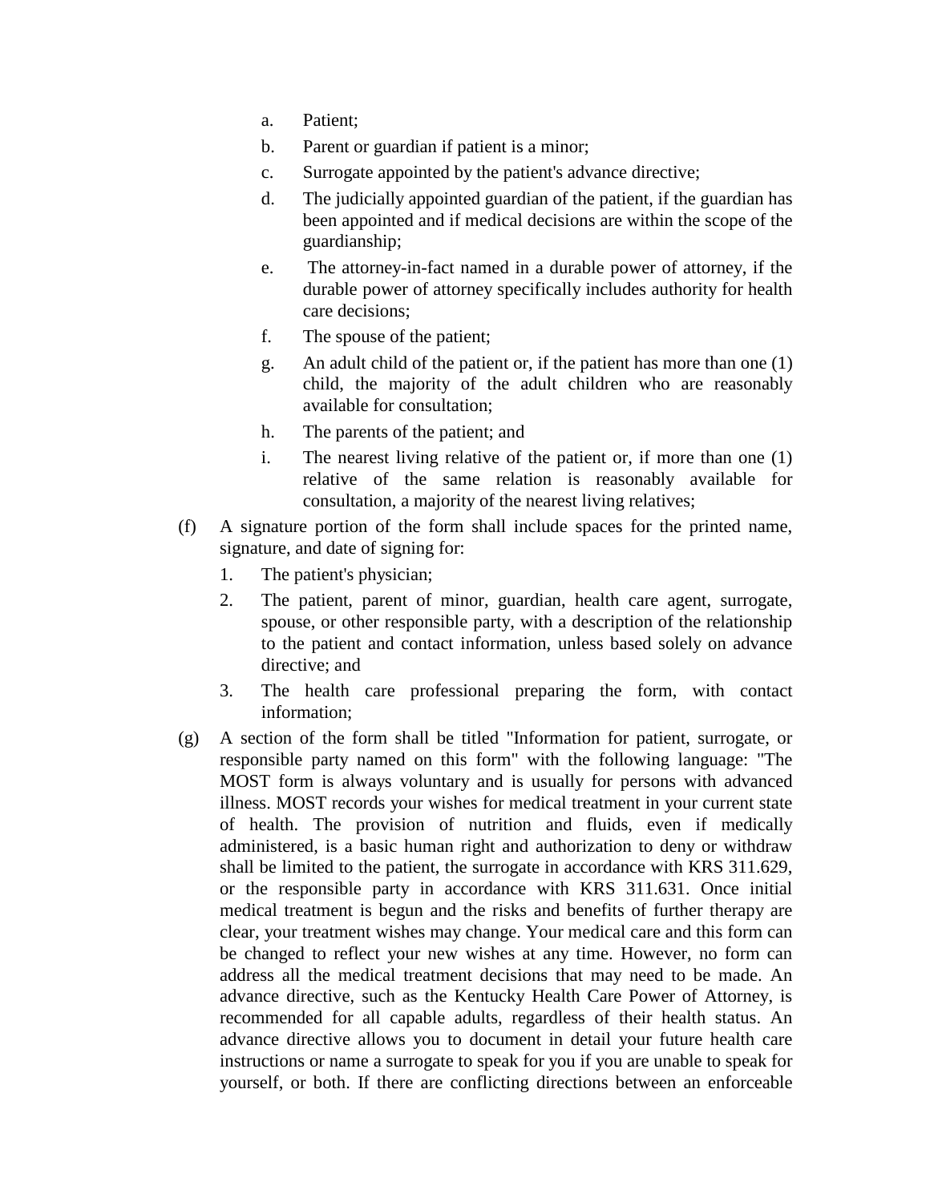a. Patient;

b. Parent or guardian if patient is a minor;

c. Surrogate appointed by the patient's advance directive;

d. The judicially appointed guardian of the patient, if the guardian has been appointed and if medical decisions are within the scope of the guardianship;

e. The attorney-in-fact named in a durable power of attorney, if the durable power of attorney specifically includes authority for health care decisions;

f. The spouse of the patient;

g. An adult child of the patient or, if the patient has more than one (1) child, the majority of the adult children who are reasonably available for consultation;

h. The parents of the patient; and

i. The nearest living relative of the patient or, if more than one (1) relative of the same relation is reasonably available for consultation, a majority of the nearest living relatives;

(f) A signature portion of the form shall include spaces for the printed name, signature, and date of signing for:

1. The patient's physician;

2. The patient, parent of minor, guardian, health care agent, surrogate, spouse, or other responsible party, with a description of the relationship to the patient and contact information, unless based solely on advance directive; and

3. The health care professional preparing the form, with contact information;

(g) A section of the form shall be titled "Information for patient, surrogate, or responsible party named on this form" with the following language: "The MOST form is always voluntary and is usually for persons with advanced illness. MOST records your wishes for medical treatment in your current state of health. The provision of nutrition and fluids, even if medically administered, is a basic human right and authorization to deny or withdraw shall be limited to the patient, the surrogate in accordance with KRS 311.629, or the responsible party in accordance with KRS 311.631. Once initial medical treatment is begun and the risks and benefits of further therapy are clear, your treatment wishes may change. Your medical care and this form can be changed to reflect your new wishes at any time. However, no form can address all the medical treatment decisions that may need to be made. An advance directive, such as the Kentucky Health Care Power of Attorney, is recommended for all capable adults, regardless of their health status. An advance directive allows you to document in detail your future health care instructions or name a surrogate to speak for you if you are unable to speak for yourself, or both. If there are conflicting directions between an enforceable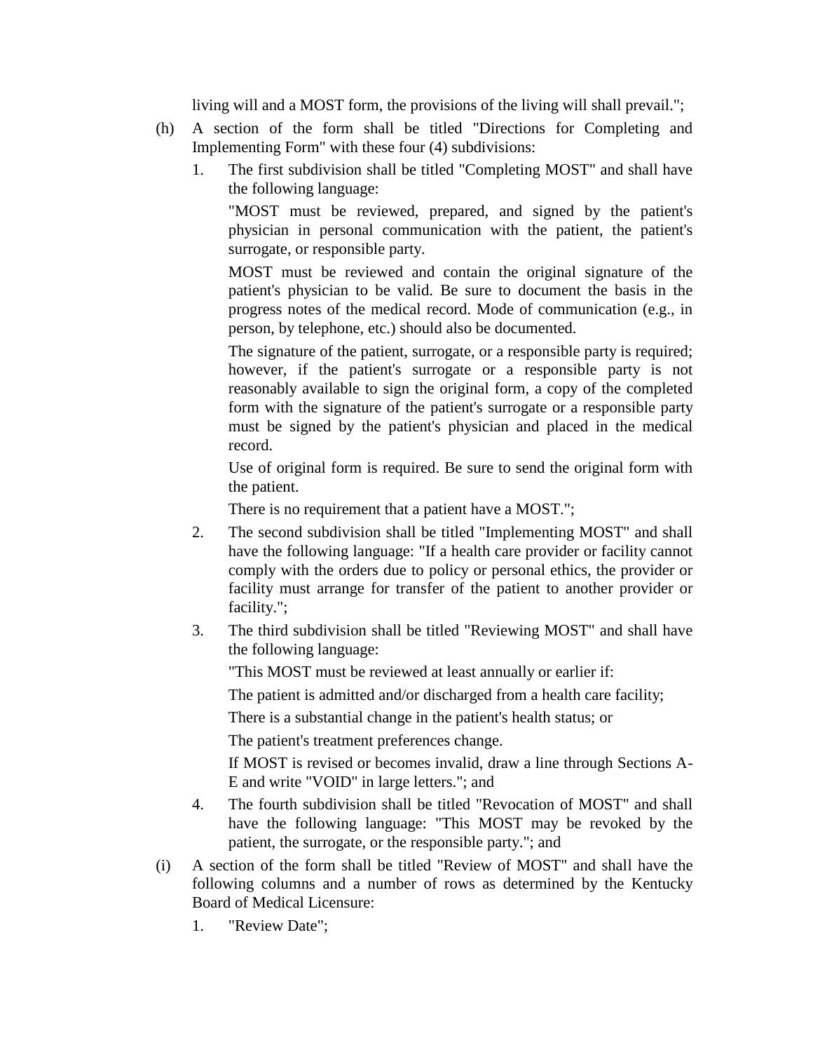living will and a MOST form, the provisions of the living will shall prevail.";

(h) A section of the form shall be titled "Directions for Completing and Implementing Form" with these four (4) subdivisions:

1. The first subdivision shall be titled "Completing MOST" and shall have the following language:

   "MOST must be reviewed, prepared, and signed by the patient's physician in personal communication with the patient, the patient's surrogate, or responsible party.

   MOST must be reviewed and contain the original signature of the patient's physician to be valid. Be sure to document the basis in the progress notes of the medical record. Mode of communication (e.g., in person, by telephone, etc.) should also be documented.

   The signature of the patient, surrogate, or a responsible party is required; however, if the patient's surrogate or a responsible party is not reasonably available to sign the original form, a copy of the completed form with the signature of the patient's surrogate or a responsible party must be signed by the patient's physician and placed in the medical record.

   Use of original form is required. Be sure to send the original form with the patient.

   There is no requirement that a patient have a MOST.";

2. The second subdivision shall be titled "Implementing MOST" and shall have the following language: "If a health care provider or facility cannot comply with the orders due to policy or personal ethics, the provider or facility must arrange for transfer of the patient to another provider or facility.";

3. The third subdivision shall be titled "Reviewing MOST" and shall have the following language:

   "This MOST must be reviewed at least annually or earlier if:

   The patient is admitted and/or discharged from a health care facility;

   There is a substantial change in the patient's health status; or

   The patient's treatment preferences change.

   If MOST is revised or becomes invalid, draw a line through Sections A-E and write "VOID" in large letters."; and

4. The fourth subdivision shall be titled "Revocation of MOST" and shall have the following language: "This MOST may be revoked by the patient, the surrogate, or the responsible party."; and

(i) A section of the form shall be titled "Review of MOST" and shall have the following columns and a number of rows as determined by the Kentucky Board of Medical Licensure:

1. "Review Date";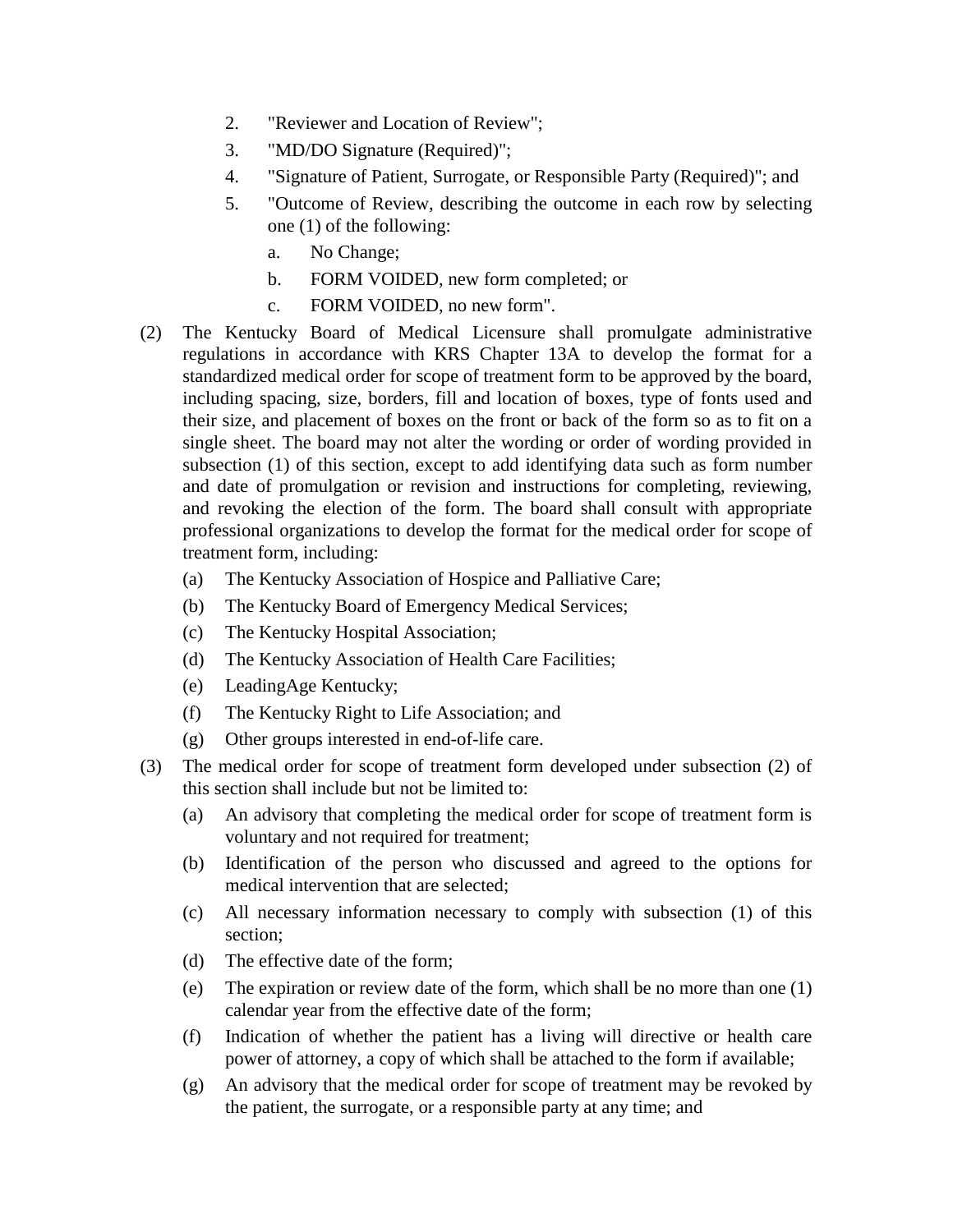2. "Reviewer and Location of Review";
3. "MD/DO Signature (Required)";
4. "Signature of Patient, Surrogate, or Responsible Party (Required)"; and
5. "Outcome of Review, describing the outcome in each row by selecting one (1) of the following:
   a. No Change;
   b. FORM VOIDED, new form completed; or
   c. FORM VOIDED, no new form".

(2) The Kentucky Board of Medical Licensure shall promulgate administrative regulations in accordance with KRS Chapter 13A to develop the format for a standardized medical order for scope of treatment form to be approved by the board, including spacing, size, borders, fill and location of boxes, type of fonts used and their size, and placement of boxes on the front or back of the form so as to fit on a single sheet. The board may not alter the wording or order of wording provided in subsection (1) of this section, except to add identifying data such as form number and date of promulgation or revision and instructions for completing, reviewing, and revoking the election of the form. The board shall consult with appropriate professional organizations to develop the format for the medical order for scope of treatment form, including:
   (a) The Kentucky Association of Hospice and Palliative Care;
   (b) The Kentucky Board of Emergency Medical Services;
   (c) The Kentucky Hospital Association;
   (d) The Kentucky Association of Health Care Facilities;
   (e) LeadingAge Kentucky;
   (f) The Kentucky Right to Life Association; and
   (g) Other groups interested in end-of-life care.

(3) The medical order for scope of treatment form developed under subsection (2) of this section shall include but not be limited to:
   (a) An advisory that completing the medical order for scope of treatment form is voluntary and not required for treatment;
   (b) Identification of the person who discussed and agreed to the options for medical intervention that are selected;
   (c) All necessary information necessary to comply with subsection (1) of this section;
   (d) The effective date of the form;
   (e) The expiration or review date of the form, which shall be no more than one (1) calendar year from the effective date of the form;
   (f) Indication of whether the patient has a living will directive or health care power of attorney, a copy of which shall be attached to the form if available;
   (g) An advisory that the medical order for scope of treatment may be revoked by the patient, the surrogate, or a responsible party at any time; and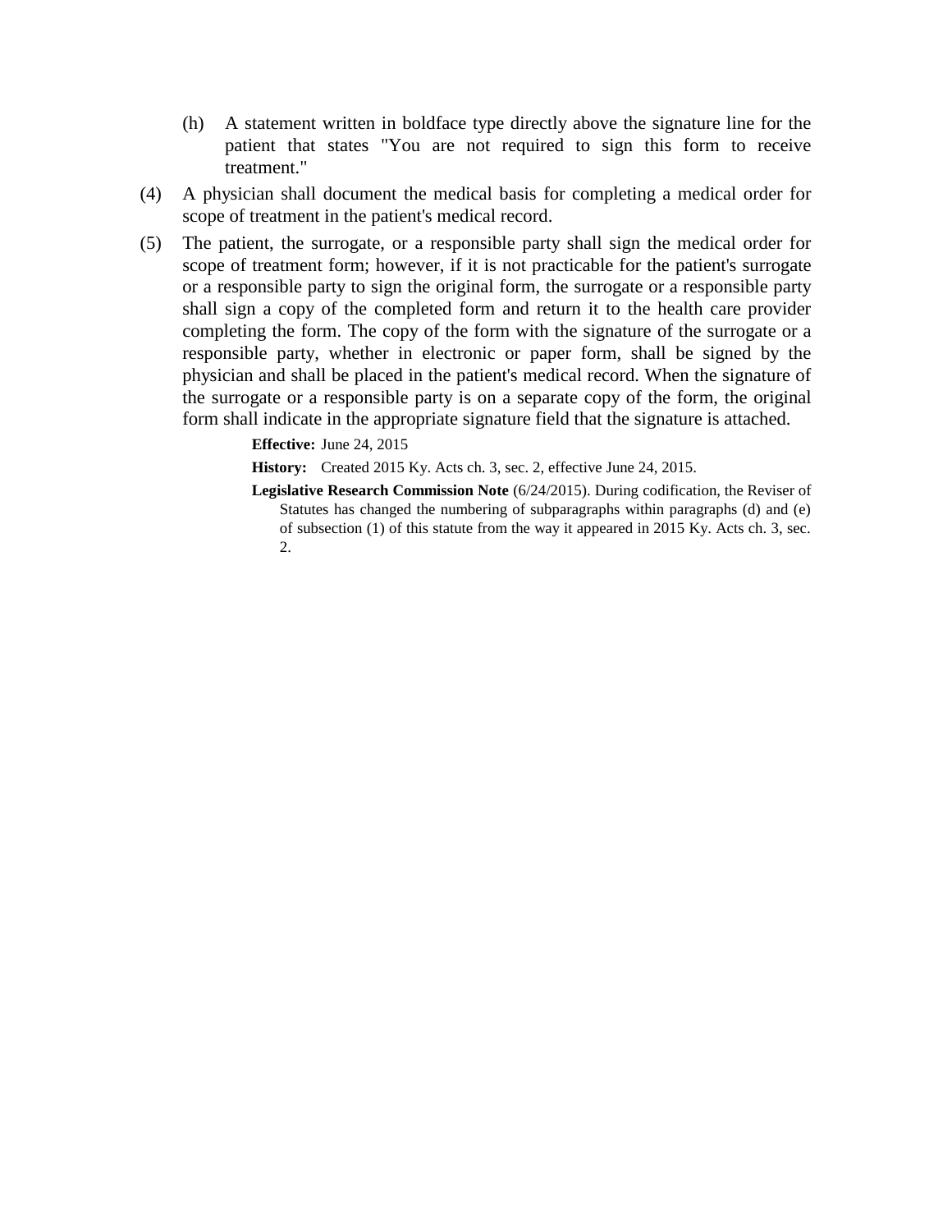(h) A statement written in boldface type directly above the signature line for the patient that states "You are not required to sign this form to receive treatment."

(4) A physician shall document the medical basis for completing a medical order for scope of treatment in the patient's medical record.

(5) The patient, the surrogate, or a responsible party shall sign the medical order for scope of treatment form; however, if it is not practicable for the patient's surrogate or a responsible party to sign the original form, the surrogate or a responsible party shall sign a copy of the completed form and return it to the health care provider completing the form. The copy of the form with the signature of the surrogate or a responsible party, whether in electronic or paper form, shall be signed by the physician and shall be placed in the patient's medical record. When the signature of the surrogate or a responsible party is on a separate copy of the form, the original form shall indicate in the appropriate signature field that the signature is attached.

**Effective:** June 24, 2015

**History:** Created 2015 Ky. Acts ch. 3, sec. 2, effective June 24, 2015.

**Legislative Research Commission Note** (6/24/2015). During codification, the Reviser of Statutes has changed the numbering of subparagraphs within paragraphs (d) and (e) of subsection (1) of this statute from the way it appeared in 2015 Ky. Acts ch. 3, sec. 2.